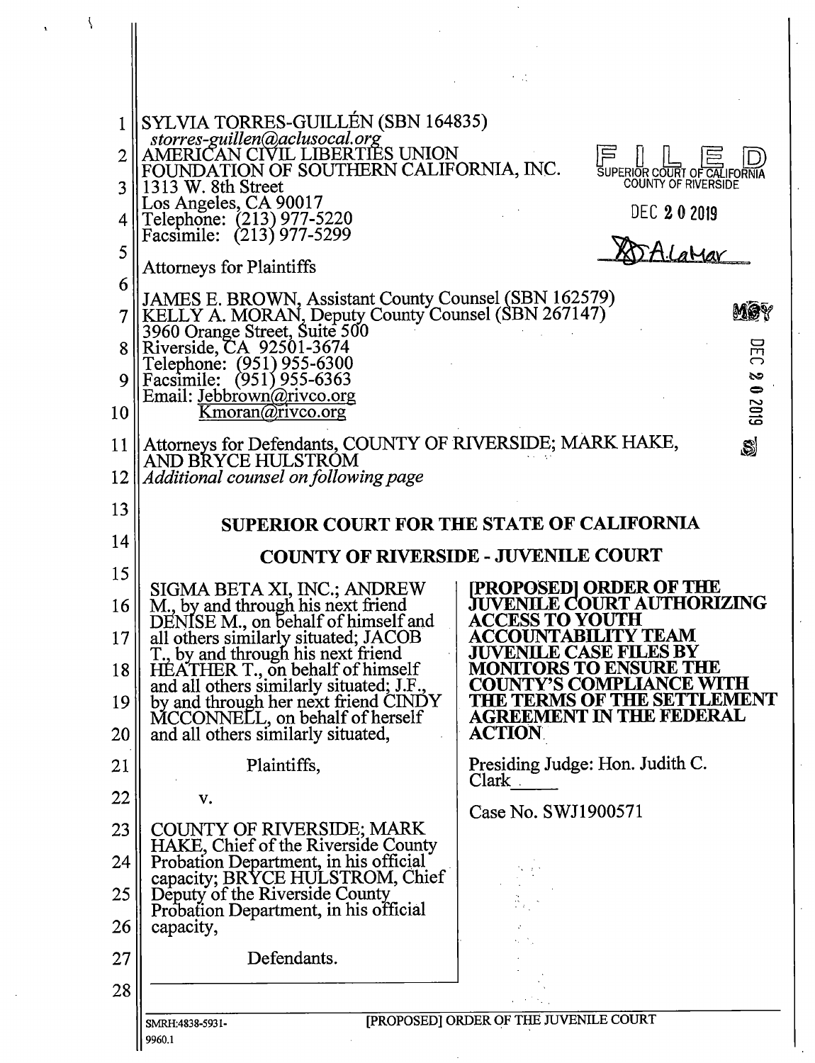SYLVIA TORRES-GUILLÉN (SBN 164835)
*storres-guillen@aclusocal.org*
AMERICAN CIVIL LIBERTIES UNION
FOUNDATION OF SOUTHERN CALIFORNIA, INC.
1313 W. 8th Street
Los Angeles, CA 90017
Telephone: (213) 977-5220
Facsimile: (213) 977-5299

Attorneys for Plaintiffs

JAMES E. BROWN, Assistant County Counsel (SBN 162579)
KELLY A. MORAN, Deputy County Counsel (SBN 267147)
3960 Orange Street, Suite 500
Riverside, CA 92501-3674
Telephone: (951) 955-6300
Facsimile: (951) 955-6363
Email: Jebbrown@rivco.org
Kmoran@rivco.org

Attorneys for Defendants, COUNTY OF RIVERSIDE; MARK HAKE, AND BRYCE HULSTROM
*Additional counsel on following page*

FILED
SUPERIOR COURT OF CALIFORNIA
COUNTY OF RIVERSIDE
DEC 20 2019
A. LaMar

## SUPERIOR COURT FOR THE STATE OF CALIFORNIA

## COUNTY OF RIVERSIDE - JUVENILE COURT

SIGMA BETA XI, INC.; ANDREW M., by and through his next friend DENISE M., on behalf of himself and all others similarly situated; JACOB T., by and through his next friend HEATHER T., on behalf of himself and all others similarly situated; J.F., by and through her next friend CINDY MCCONNELL, on behalf of herself and all others similarly situated,

Plaintiffs,

v.

COUNTY OF RIVERSIDE; MARK HAKE, Chief of the Riverside County Probation Department, in his official capacity; BRYCE HULSTROM, Chief Deputy of the Riverside County Probation Department, in his official capacity,

Defendants.

**[PROPOSED] ORDER OF THE JUVENILE COURT AUTHORIZING ACCESS TO YOUTH ACCOUNTABILITY TEAM JUVENILE CASE FILES BY MONITORS TO ENSURE THE COUNTY'S COMPLIANCE WITH THE TERMS OF THE SETTLEMENT AGREEMENT IN THE FEDERAL ACTION**

Presiding Judge: Hon. Judith C. Clark

Case No. SWJ1900571

SMRH:4838-5931-9960.1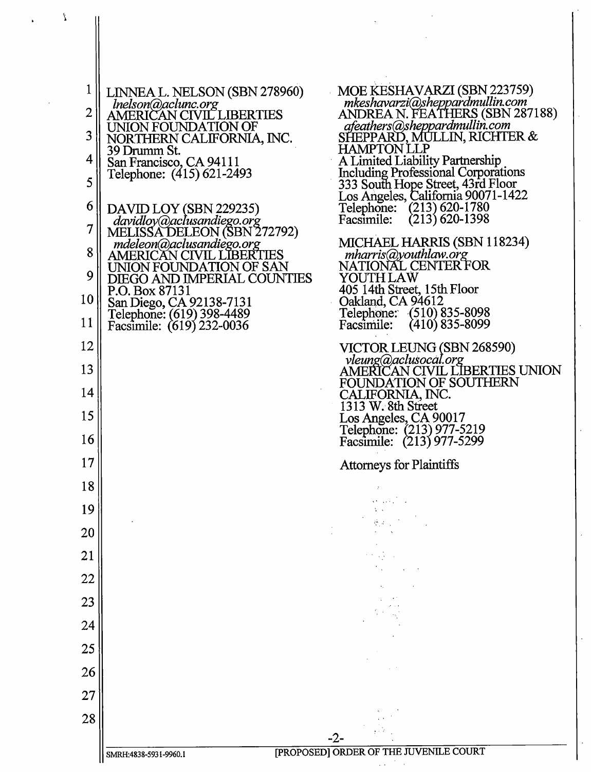LINNEA L. NELSON (SBN 278960)
*lnelson@aclunc.org*
AMERICAN CIVIL LIBERTIES
UNION FOUNDATION OF
NORTHERN CALIFORNIA, INC.
39 Drumm St.
San Francisco, CA 94111
Telephone: (415) 621-2493

DAVID LOY (SBN 229235)
*davidloy@aclusandiego.org*
MELISSA DELEON (SBN 272792)
*mdeleon@aclusandiego.org*
AMERICAN CIVIL LIBERTIES
UNION FOUNDATION OF SAN
DIEGO AND IMPERIAL COUNTIES
P.O. Box 87131
San Diego, CA 92138-7131
Telephone: (619) 398-4489
Facsimile: (619) 232-0036

MOE KESHAVARZI (SBN 223759)
*mkeshavarzi@sheppardmullin.com*
ANDREA N. FEATHERS (SBN 287188)
*afeathers@sheppardmullin.com*
SHEPPARD, MULLIN, RICHTER &
HAMPTON LLP
A Limited Liability Partnership
Including Professional Corporations
333 South Hope Street, 43rd Floor
Los Angeles, California 90071-1422
Telephone: (213) 620-1780
Facsimile: (213) 620-1398

MICHAEL HARRIS (SBN 118234)
*mharris@youthlaw.org*
NATIONAL CENTER FOR
YOUTH LAW
405 14th Street, 15th Floor
Oakland, CA 94612
Telephone: (510) 835-8098
Facsimile: (410) 835-8099

VICTOR LEUNG (SBN 268590)
*vleung@aclusocal.org*
AMERICAN CIVIL LIBERTIES UNION
FOUNDATION OF SOUTHERN
CALIFORNIA, INC.
1313 W. 8th Street
Los Angeles, CA 90017
Telephone: (213) 977-5219
Facsimile: (213) 977-5299

Attorneys for Plaintiffs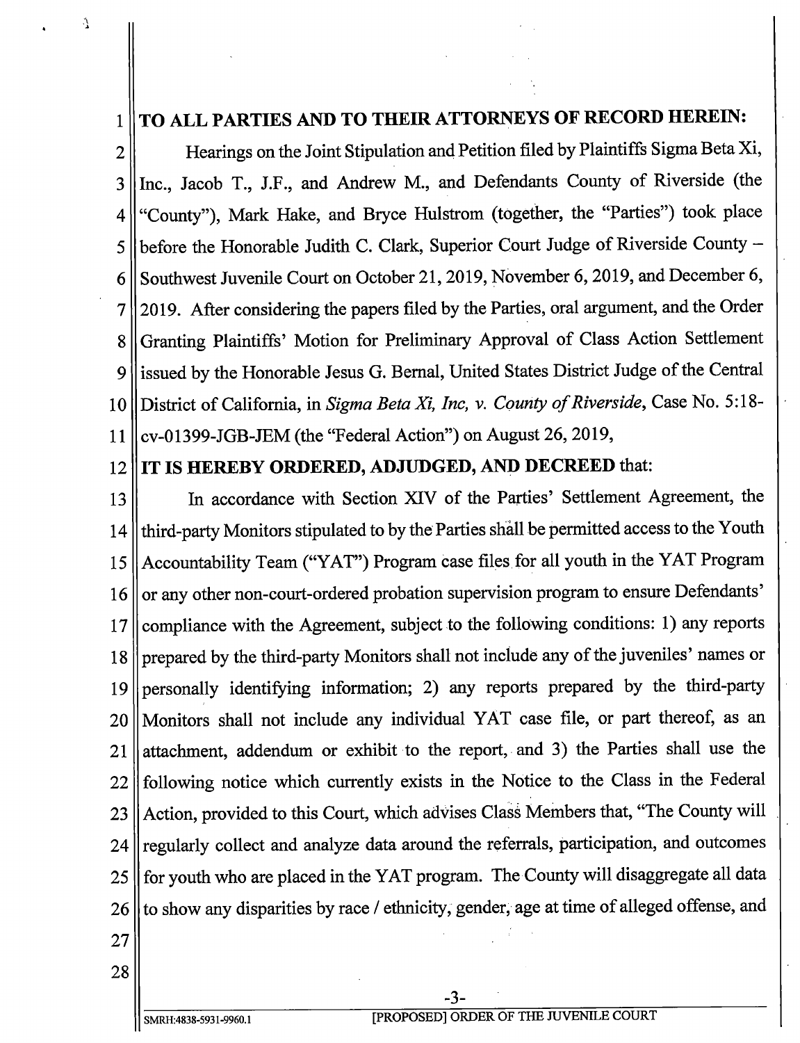**TO ALL PARTIES AND TO THEIR ATTORNEYS OF RECORD HEREIN:**

Hearings on the Joint Stipulation and Petition filed by Plaintiffs Sigma Beta Xi, Inc., Jacob T., J.F., and Andrew M., and Defendants County of Riverside (the "County"), Mark Hake, and Bryce Hulstrom (together, the "Parties") took place before the Honorable Judith C. Clark, Superior Court Judge of Riverside County – Southwest Juvenile Court on October 21, 2019, November 6, 2019, and December 6, 2019. After considering the papers filed by the Parties, oral argument, and the Order Granting Plaintiffs' Motion for Preliminary Approval of Class Action Settlement issued by the Honorable Jesus G. Bernal, United States District Judge of the Central District of California, in *Sigma Beta Xi, Inc, v. County of Riverside*, Case No. 5:18-cv-01399-JGB-JEM (the "Federal Action") on August 26, 2019,

**IT IS HEREBY ORDERED, ADJUDGED, AND DECREED** that:

In accordance with Section XIV of the Parties' Settlement Agreement, the third-party Monitors stipulated to by the Parties shall be permitted access to the Youth Accountability Team ("YAT") Program case files for all youth in the YAT Program or any other non-court-ordered probation supervision program to ensure Defendants' compliance with the Agreement, subject to the following conditions: 1) any reports prepared by the third-party Monitors shall not include any of the juveniles' names or personally identifying information; 2) any reports prepared by the third-party Monitors shall not include any individual YAT case file, or part thereof, as an attachment, addendum or exhibit to the report, and 3) the Parties shall use the following notice which currently exists in the Notice to the Class in the Federal Action, provided to this Court, which advises Class Members that, "The County will regularly collect and analyze data around the referrals, participation, and outcomes for youth who are placed in the YAT program. The County will disaggregate all data to show any disparities by race / ethnicity, gender, age at time of alleged offense, and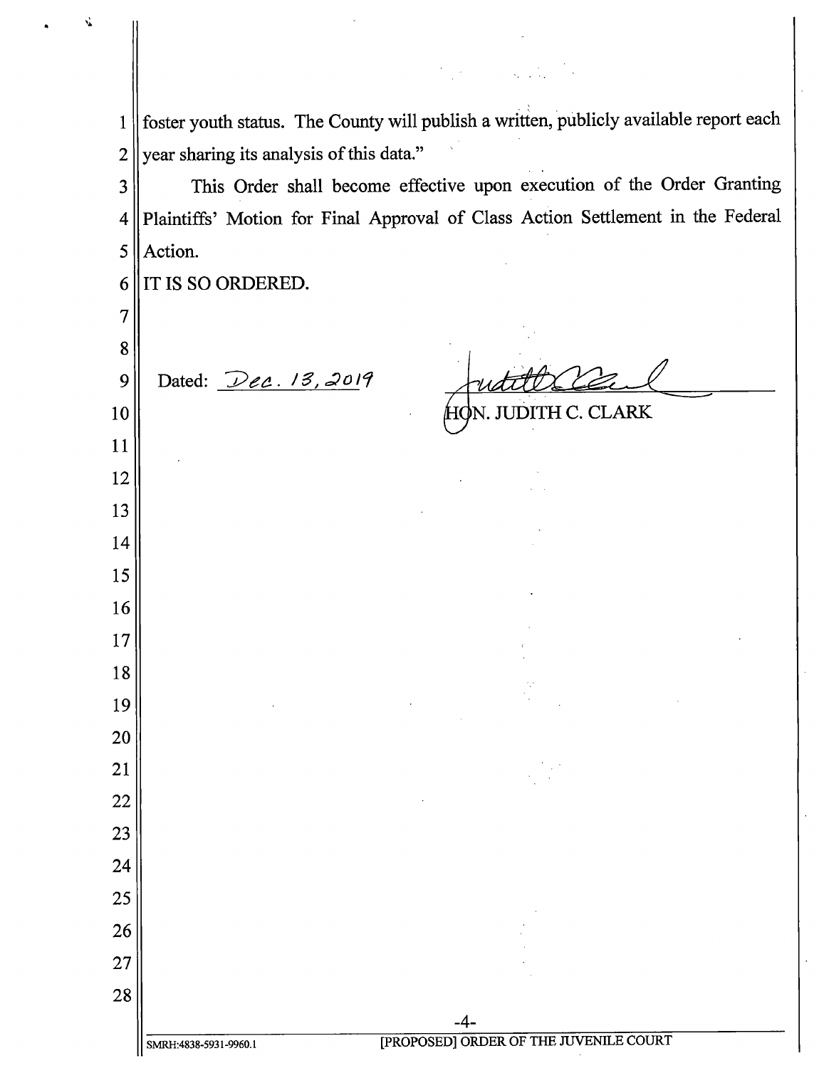foster youth status. The County will publish a written, publicly available report each year sharing its analysis of this data."

This Order shall become effective upon execution of the Order Granting Plaintiffs' Motion for Final Approval of Class Action Settlement in the Federal Action.

IT IS SO ORDERED.

Dated: Dec. 13, 2019

HON. JUDITH C. CLARK

SMRH:4838-5931-9960.1

[PROPOSED] ORDER OF THE JUVENILE COURT